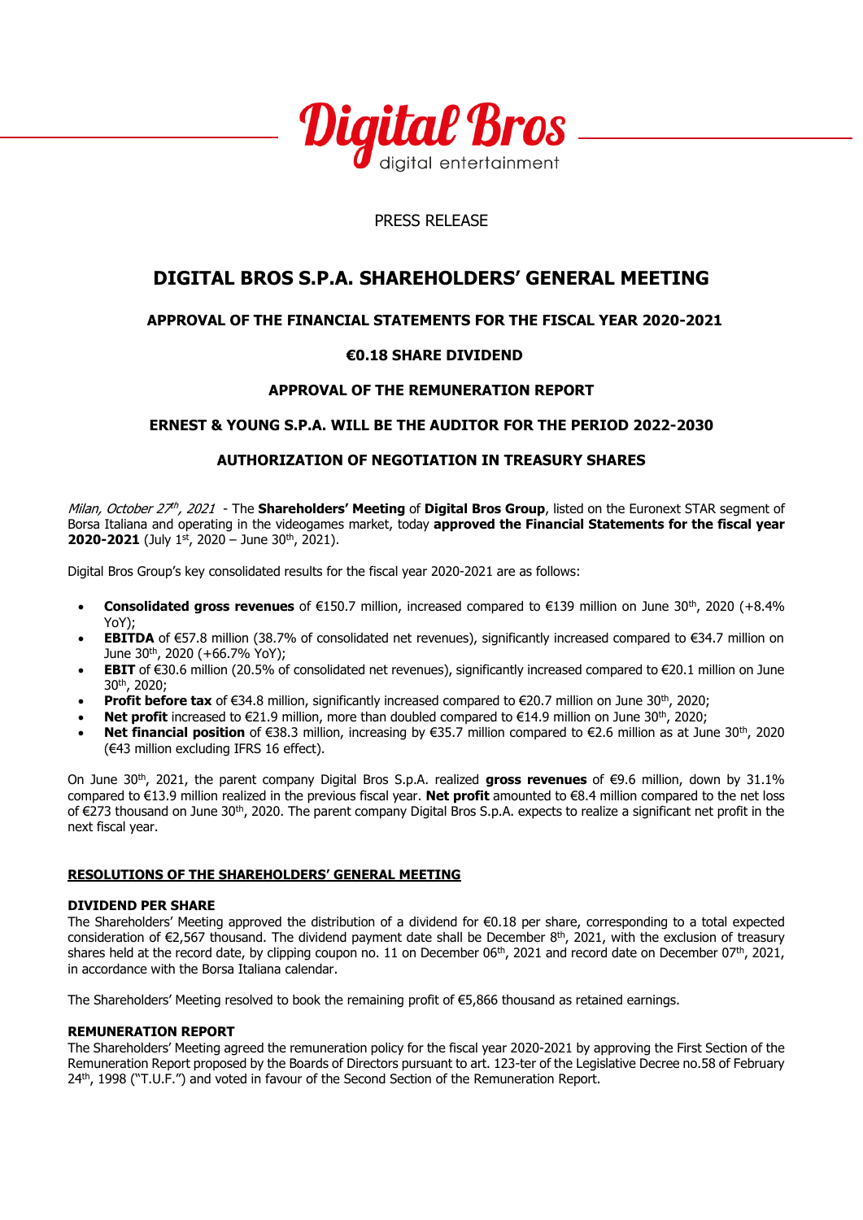Digital Bros
digital entertainment

PRESS RELEASE

# DIGITAL BROS S.P.A. SHAREHOLDERS' GENERAL MEETING

**APPROVAL OF THE FINANCIAL STATEMENTS FOR THE FISCAL YEAR 2020-2021**

**€0.18 SHARE DIVIDEND**

**APPROVAL OF THE REMUNERATION REPORT**

**ERNEST & YOUNG S.P.A. WILL BE THE AUDITOR FOR THE PERIOD 2022-2030**

**AUTHORIZATION OF NEGOTIATION IN TREASURY SHARES**

*Milan, October 27th, 2021* - The **Shareholders' Meeting** of **Digital Bros Group**, listed on the Euronext STAR segment of Borsa Italiana and operating in the videogames market, today **approved the Financial Statements for the fiscal year 2020-2021** (July 1st, 2020 – June 30th, 2021).

Digital Bros Group's key consolidated results for the fiscal year 2020-2021 are as follows:

- **Consolidated gross revenues** of €150.7 million, increased compared to €139 million on June 30th, 2020 (+8.4% YoY);
- **EBITDA** of €57.8 million (38.7% of consolidated net revenues), significantly increased compared to €34.7 million on June 30th, 2020 (+66.7% YoY);
- **EBIT** of €30.6 million (20.5% of consolidated net revenues), significantly increased compared to €20.1 million on June 30th, 2020;
- **Profit before tax** of €34.8 million, significantly increased compared to €20.7 million on June 30th, 2020;
- **Net profit** increased to €21.9 million, more than doubled compared to €14.9 million on June 30th, 2020;
- **Net financial position** of €38.3 million, increasing by €35.7 million compared to €2.6 million as at June 30th, 2020 (€43 million excluding IFRS 16 effect).

On June 30th, 2021, the parent company Digital Bros S.p.A. realized **gross revenues** of €9.6 million, down by 31.1% compared to €13.9 million realized in the previous fiscal year. **Net profit** amounted to €8.4 million compared to the net loss of €273 thousand on June 30th, 2020. The parent company Digital Bros S.p.A. expects to realize a significant net profit in the next fiscal year.

## RESOLUTIONS OF THE SHAREHOLDERS' GENERAL MEETING

### DIVIDEND PER SHARE

The Shareholders' Meeting approved the distribution of a dividend for €0.18 per share, corresponding to a total expected consideration of €2,567 thousand. The dividend payment date shall be December 8th, 2021, with the exclusion of treasury shares held at the record date, by clipping coupon no. 11 on December 06th, 2021 and record date on December 07th, 2021, in accordance with the Borsa Italiana calendar.

The Shareholders' Meeting resolved to book the remaining profit of €5,866 thousand as retained earnings.

### REMUNERATION REPORT

The Shareholders' Meeting agreed the remuneration policy for the fiscal year 2020-2021 by approving the First Section of the Remuneration Report proposed by the Boards of Directors pursuant to art. 123-ter of the Legislative Decree no.58 of February 24th, 1998 ("T.U.F.") and voted in favour of the Second Section of the Remuneration Report.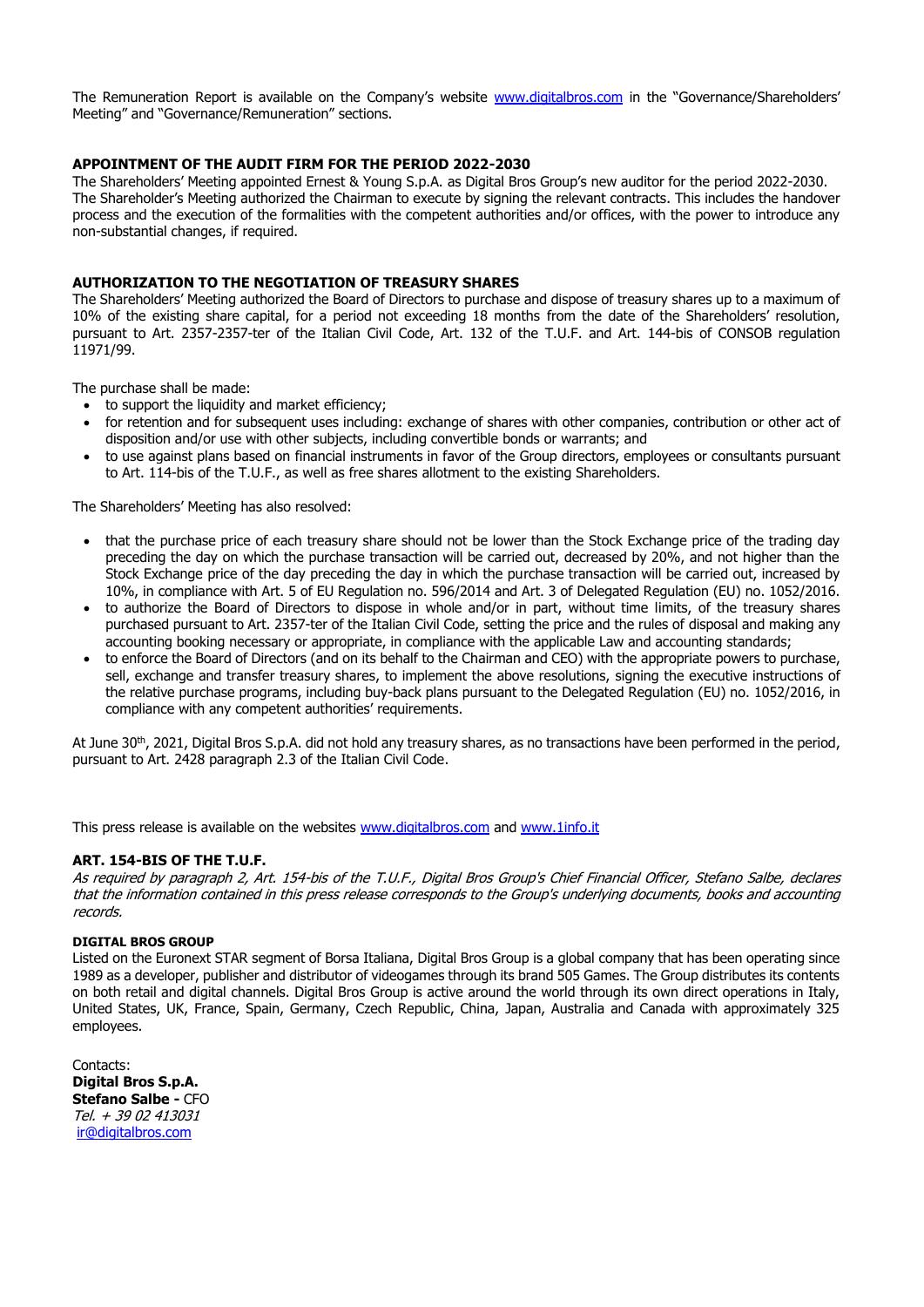The Remuneration Report is available on the Company's website www.digitalbros.com in the "Governance/Shareholders' Meeting" and "Governance/Remuneration" sections.

## APPOINTMENT OF THE AUDIT FIRM FOR THE PERIOD 2022-2030

The Shareholders' Meeting appointed Ernest & Young S.p.A. as Digital Bros Group's new auditor for the period 2022-2030. The Shareholder's Meeting authorized the Chairman to execute by signing the relevant contracts. This includes the handover process and the execution of the formalities with the competent authorities and/or offices, with the power to introduce any non-substantial changes, if required.

## AUTHORIZATION TO THE NEGOTIATION OF TREASURY SHARES

The Shareholders' Meeting authorized the Board of Directors to purchase and dispose of treasury shares up to a maximum of 10% of the existing share capital, for a period not exceeding 18 months from the date of the Shareholders' resolution, pursuant to Art. 2357-2357-ter of the Italian Civil Code, Art. 132 of the T.U.F. and Art. 144-bis of CONSOB regulation 11971/99.

The purchase shall be made:

- to support the liquidity and market efficiency;
- for retention and for subsequent uses including: exchange of shares with other companies, contribution or other act of disposition and/or use with other subjects, including convertible bonds or warrants; and
- to use against plans based on financial instruments in favor of the Group directors, employees or consultants pursuant to Art. 114-bis of the T.U.F., as well as free shares allotment to the existing Shareholders.

The Shareholders' Meeting has also resolved:

- that the purchase price of each treasury share should not be lower than the Stock Exchange price of the trading day preceding the day on which the purchase transaction will be carried out, decreased by 20%, and not higher than the Stock Exchange price of the day preceding the day in which the purchase transaction will be carried out, increased by 10%, in compliance with Art. 5 of EU Regulation no. 596/2014 and Art. 3 of Delegated Regulation (EU) no. 1052/2016.
- to authorize the Board of Directors to dispose in whole and/or in part, without time limits, of the treasury shares purchased pursuant to Art. 2357-ter of the Italian Civil Code, setting the price and the rules of disposal and making any accounting booking necessary or appropriate, in compliance with the applicable Law and accounting standards;
- to enforce the Board of Directors (and on its behalf to the Chairman and CEO) with the appropriate powers to purchase, sell, exchange and transfer treasury shares, to implement the above resolutions, signing the executive instructions of the relative purchase programs, including buy-back plans pursuant to the Delegated Regulation (EU) no. 1052/2016, in compliance with any competent authorities' requirements.

At June 30th, 2021, Digital Bros S.p.A. did not hold any treasury shares, as no transactions have been performed in the period, pursuant to Art. 2428 paragraph 2.3 of the Italian Civil Code.

This press release is available on the websites www.digitalbros.com and www.1info.it

## ART. 154-BIS OF THE T.U.F.

*As required by paragraph 2, Art. 154-bis of the T.U.F., Digital Bros Group's Chief Financial Officer, Stefano Salbe, declares that the information contained in this press release corresponds to the Group's underlying documents, books and accounting records.*

### DIGITAL BROS GROUP

Listed on the Euronext STAR segment of Borsa Italiana, Digital Bros Group is a global company that has been operating since 1989 as a developer, publisher and distributor of videogames through its brand 505 Games. The Group distributes its contents on both retail and digital channels. Digital Bros Group is active around the world through its own direct operations in Italy, United States, UK, France, Spain, Germany, Czech Republic, China, Japan, Australia and Canada with approximately 325 employees.

Contacts:
**Digital Bros S.p.A.**
**Stefano Salbe -** CFO
*Tel. + 39 02 413031*
ir@digitalbros.com